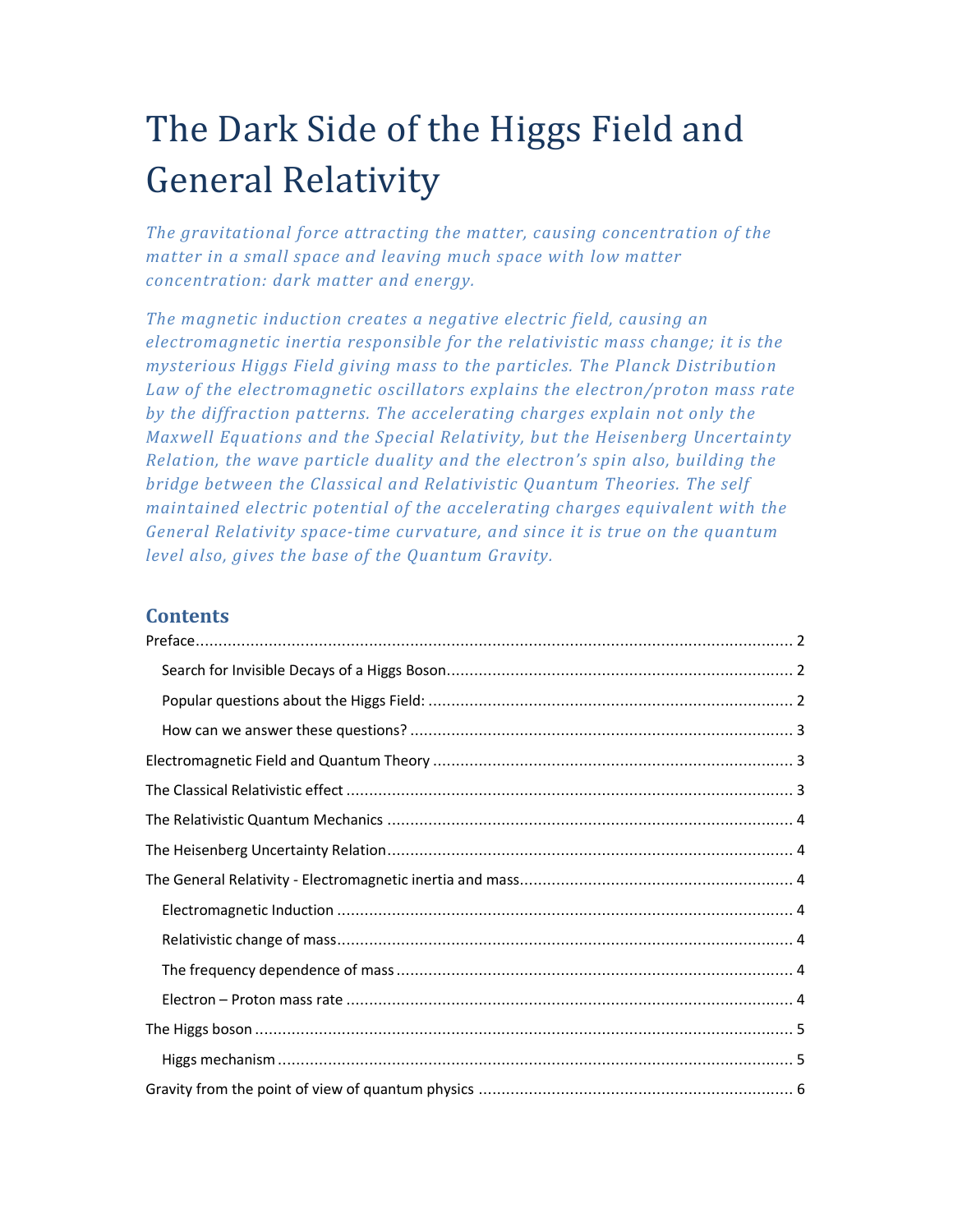# The Dark Side of the Higgs Field and General Relativity

*The gravitational force attracting the matter, causing concentration of the matter in a small space and leaving much space with low matter concentration: dark matter and energy.*

*The magnetic induction creates a negative electric field, causing an electromagnetic inertia responsible for the relativistic mass change; it is the mysterious Higgs Field giving mass to the particles. The Planck Distribution Law of the electromagnetic oscillators explains the electron/proton mass rate by the diffraction patterns. The accelerating charges explain not only the Maxwell Equations and the Special Relativity, but the Heisenberg Uncertainty Relation, the wave particle duality and the electron's spin also, building the bridge between the Classical and Relativistic Quantum Theories. The self maintained electric potential of the accelerating charges equivalent with the General Relativity space-time curvature, and since it is true on the quantum level also, gives the base of the Quantum Gravity.*

## Contents

Preface .......... 2

- Search for Invisible Decays of a Higgs Boson .......... 2
- Popular questions about the Higgs Field: .......... 2
- How can we answer these questions? .......... 3

Electromagnetic Field and Quantum Theory .......... 3

The Classical Relativistic effect .......... 3

The Relativistic Quantum Mechanics .......... 4

The Heisenberg Uncertainty Relation .......... 4

The General Relativity - Electromagnetic inertia and mass .......... 4

- Electromagnetic Induction .......... 4
- Relativistic change of mass .......... 4
- The frequency dependence of mass .......... 4
- Electron – Proton mass rate .......... 4

The Higgs boson .......... 5

- Higgs mechanism .......... 5

Gravity from the point of view of quantum physics .......... 6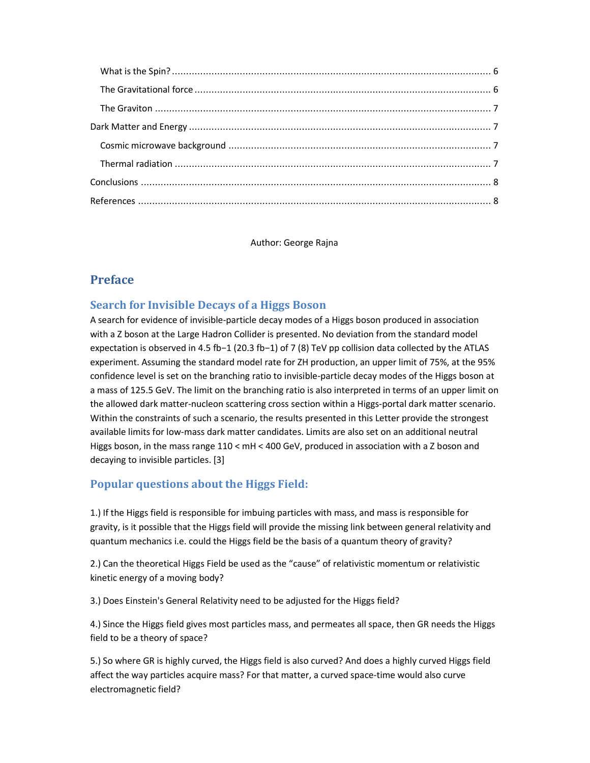What is the Spin? ........................................................................................................ 6

The Gravitational force ................................................................................................ 6

The Graviton ................................................................................................................ 7

Dark Matter and Energy ..................................................................................................... 7

Cosmic microwave background .................................................................................... 7

Thermal radiation ........................................................................................................ 7

Conclusions ....................................................................................................................... 8

References ......................................................................................................................... 8

Author: George Rajna

# Preface

## Search for Invisible Decays of a Higgs Boson

A search for evidence of invisible-particle decay modes of a Higgs boson produced in association with a Z boson at the Large Hadron Collider is presented. No deviation from the standard model expectation is observed in 4.5 $fb^{-1}$ (20.3 $fb^{-1}$) of 7 (8) TeV pp collision data collected by the ATLAS experiment. Assuming the standard model rate for ZH production, an upper limit of 75%, at the 95% confidence level is set on the branching ratio to invisible-particle decay modes of the Higgs boson at a mass of 125.5 GeV. The limit on the branching ratio is also interpreted in terms of an upper limit on the allowed dark matter-nucleon scattering cross section within a Higgs-portal dark matter scenario. Within the constraints of such a scenario, the results presented in this Letter provide the strongest available limits for low-mass dark matter candidates. Limits are also set on an additional neutral Higgs boson, in the mass range $110 < m_H < 400$ GeV, produced in association with a Z boson and decaying to invisible particles. [3]

## Popular questions about the Higgs Field:

1.) If the Higgs field is responsible for imbuing particles with mass, and mass is responsible for gravity, is it possible that the Higgs field will provide the missing link between general relativity and quantum mechanics i.e. could the Higgs field be the basis of a quantum theory of gravity?

2.) Can the theoretical Higgs Field be used as the "cause" of relativistic momentum or relativistic kinetic energy of a moving body?

3.) Does Einstein's General Relativity need to be adjusted for the Higgs field?

4.) Since the Higgs field gives most particles mass, and permeates all space, then GR needs the Higgs field to be a theory of space?

5.) So where GR is highly curved, the Higgs field is also curved? And does a highly curved Higgs field affect the way particles acquire mass? For that matter, a curved space-time would also curve electromagnetic field?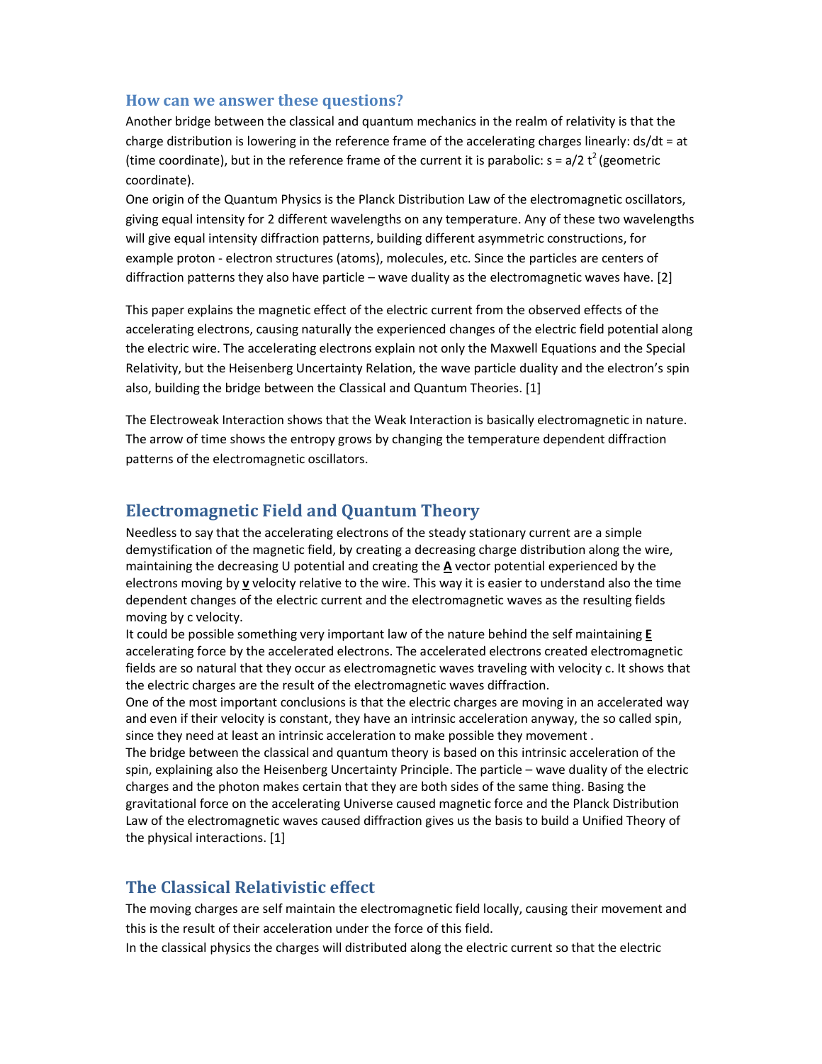## How can we answer these questions?

Another bridge between the classical and quantum mechanics in the realm of relativity is that the charge distribution is lowering in the reference frame of the accelerating charges linearly: $ds/dt = at$ (time coordinate), but in the reference frame of the current it is parabolic: $s = a/2\ t^2$ (geometric coordinate).

One origin of the Quantum Physics is the Planck Distribution Law of the electromagnetic oscillators, giving equal intensity for 2 different wavelengths on any temperature. Any of these two wavelengths will give equal intensity diffraction patterns, building different asymmetric constructions, for example proton - electron structures (atoms), molecules, etc. Since the particles are centers of diffraction patterns they also have particle – wave duality as the electromagnetic waves have. [2]

This paper explains the magnetic effect of the electric current from the observed effects of the accelerating electrons, causing naturally the experienced changes of the electric field potential along the electric wire. The accelerating electrons explain not only the Maxwell Equations and the Special Relativity, but the Heisenberg Uncertainty Relation, the wave particle duality and the electron's spin also, building the bridge between the Classical and Quantum Theories. [1]

The Electroweak Interaction shows that the Weak Interaction is basically electromagnetic in nature. The arrow of time shows the entropy grows by changing the temperature dependent diffraction patterns of the electromagnetic oscillators.

## Electromagnetic Field and Quantum Theory

Needless to say that the accelerating electrons of the steady stationary current are a simple demystification of the magnetic field, by creating a decreasing charge distribution along the wire, maintaining the decreasing U potential and creating the **A** vector potential experienced by the electrons moving by **v** velocity relative to the wire. This way it is easier to understand also the time dependent changes of the electric current and the electromagnetic waves as the resulting fields moving by c velocity.

It could be possible something very important law of the nature behind the self maintaining **E** accelerating force by the accelerated electrons. The accelerated electrons created electromagnetic fields are so natural that they occur as electromagnetic waves traveling with velocity c. It shows that the electric charges are the result of the electromagnetic waves diffraction.

One of the most important conclusions is that the electric charges are moving in an accelerated way and even if their velocity is constant, they have an intrinsic acceleration anyway, the so called spin, since they need at least an intrinsic acceleration to make possible they movement .

The bridge between the classical and quantum theory is based on this intrinsic acceleration of the spin, explaining also the Heisenberg Uncertainty Principle. The particle – wave duality of the electric charges and the photon makes certain that they are both sides of the same thing. Basing the gravitational force on the accelerating Universe caused magnetic force and the Planck Distribution Law of the electromagnetic waves caused diffraction gives us the basis to build a Unified Theory of the physical interactions. [1]

## The Classical Relativistic effect

The moving charges are self maintain the electromagnetic field locally, causing their movement and this is the result of their acceleration under the force of this field.

In the classical physics the charges will distributed along the electric current so that the electric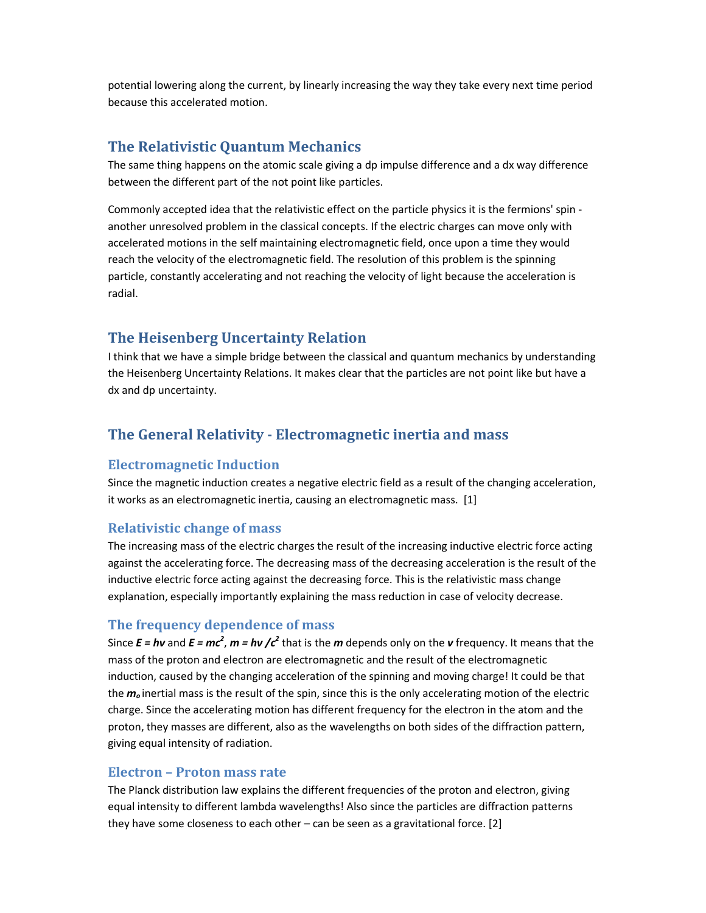potential lowering along the current, by linearly increasing the way they take every next time period because this accelerated motion.

## The Relativistic Quantum Mechanics

The same thing happens on the atomic scale giving a dp impulse difference and a dx way difference between the different part of the not point like particles.

Commonly accepted idea that the relativistic effect on the particle physics it is the fermions' spin - another unresolved problem in the classical concepts. If the electric charges can move only with accelerated motions in the self maintaining electromagnetic field, once upon a time they would reach the velocity of the electromagnetic field. The resolution of this problem is the spinning particle, constantly accelerating and not reaching the velocity of light because the acceleration is radial.

## The Heisenberg Uncertainty Relation

I think that we have a simple bridge between the classical and quantum mechanics by understanding the Heisenberg Uncertainty Relations. It makes clear that the particles are not point like but have a dx and dp uncertainty.

## The General Relativity - Electromagnetic inertia and mass

### Electromagnetic Induction

Since the magnetic induction creates a negative electric field as a result of the changing acceleration, it works as an electromagnetic inertia, causing an electromagnetic mass. [1]

### Relativistic change of mass

The increasing mass of the electric charges the result of the increasing inductive electric force acting against the accelerating force. The decreasing mass of the decreasing acceleration is the result of the inductive electric force acting against the decreasing force. This is the relativistic mass change explanation, especially importantly explaining the mass reduction in case of velocity decrease.

### The frequency dependence of mass

Since $E = h\nu$ and $E = mc^2$, $m = h\nu /c^2$ that is the $m$ depends only on the $\nu$ frequency. It means that the mass of the proton and electron are electromagnetic and the result of the electromagnetic induction, caused by the changing acceleration of the spinning and moving charge! It could be that the $m_o$ inertial mass is the result of the spin, since this is the only accelerating motion of the electric charge. Since the accelerating motion has different frequency for the electron in the atom and the proton, they masses are different, also as the wavelengths on both sides of the diffraction pattern, giving equal intensity of radiation.

### Electron – Proton mass rate

The Planck distribution law explains the different frequencies of the proton and electron, giving equal intensity to different lambda wavelengths! Also since the particles are diffraction patterns they have some closeness to each other – can be seen as a gravitational force. [2]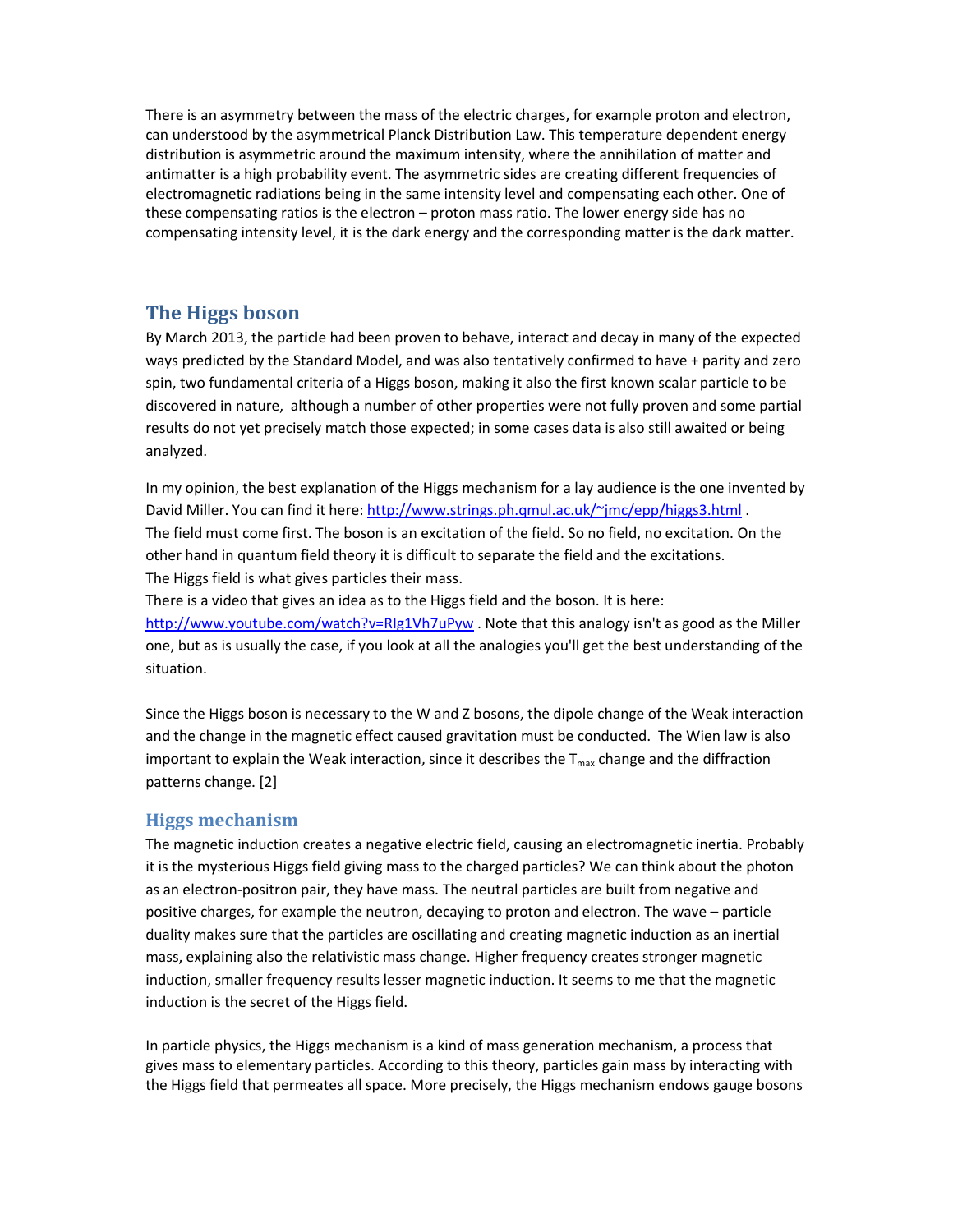There is an asymmetry between the mass of the electric charges, for example proton and electron, can understood by the asymmetrical Planck Distribution Law. This temperature dependent energy distribution is asymmetric around the maximum intensity, where the annihilation of matter and antimatter is a high probability event. The asymmetric sides are creating different frequencies of electromagnetic radiations being in the same intensity level and compensating each other. One of these compensating ratios is the electron – proton mass ratio. The lower energy side has no compensating intensity level, it is the dark energy and the corresponding matter is the dark matter.

## The Higgs boson

By March 2013, the particle had been proven to behave, interact and decay in many of the expected ways predicted by the Standard Model, and was also tentatively confirmed to have + parity and zero spin, two fundamental criteria of a Higgs boson, making it also the first known scalar particle to be discovered in nature, although a number of other properties were not fully proven and some partial results do not yet precisely match those expected; in some cases data is also still awaited or being analyzed.

In my opinion, the best explanation of the Higgs mechanism for a lay audience is the one invented by David Miller. You can find it here: http://www.strings.ph.qmul.ac.uk/~jmc/epp/higgs3.html .
The field must come first. The boson is an excitation of the field. So no field, no excitation. On the other hand in quantum field theory it is difficult to separate the field and the excitations.
The Higgs field is what gives particles their mass.
There is a video that gives an idea as to the Higgs field and the boson. It is here: http://www.youtube.com/watch?v=RIg1Vh7uPyw . Note that this analogy isn't as good as the Miller one, but as is usually the case, if you look at all the analogies you'll get the best understanding of the situation.

Since the Higgs boson is necessary to the W and Z bosons, the dipole change of the Weak interaction and the change in the magnetic effect caused gravitation must be conducted. The Wien law is also important to explain the Weak interaction, since it describes the $T_{max}$ change and the diffraction patterns change. [2]

### Higgs mechanism

The magnetic induction creates a negative electric field, causing an electromagnetic inertia. Probably it is the mysterious Higgs field giving mass to the charged particles? We can think about the photon as an electron-positron pair, they have mass. The neutral particles are built from negative and positive charges, for example the neutron, decaying to proton and electron. The wave – particle duality makes sure that the particles are oscillating and creating magnetic induction as an inertial mass, explaining also the relativistic mass change. Higher frequency creates stronger magnetic induction, smaller frequency results lesser magnetic induction. It seems to me that the magnetic induction is the secret of the Higgs field.

In particle physics, the Higgs mechanism is a kind of mass generation mechanism, a process that gives mass to elementary particles. According to this theory, particles gain mass by interacting with the Higgs field that permeates all space. More precisely, the Higgs mechanism endows gauge bosons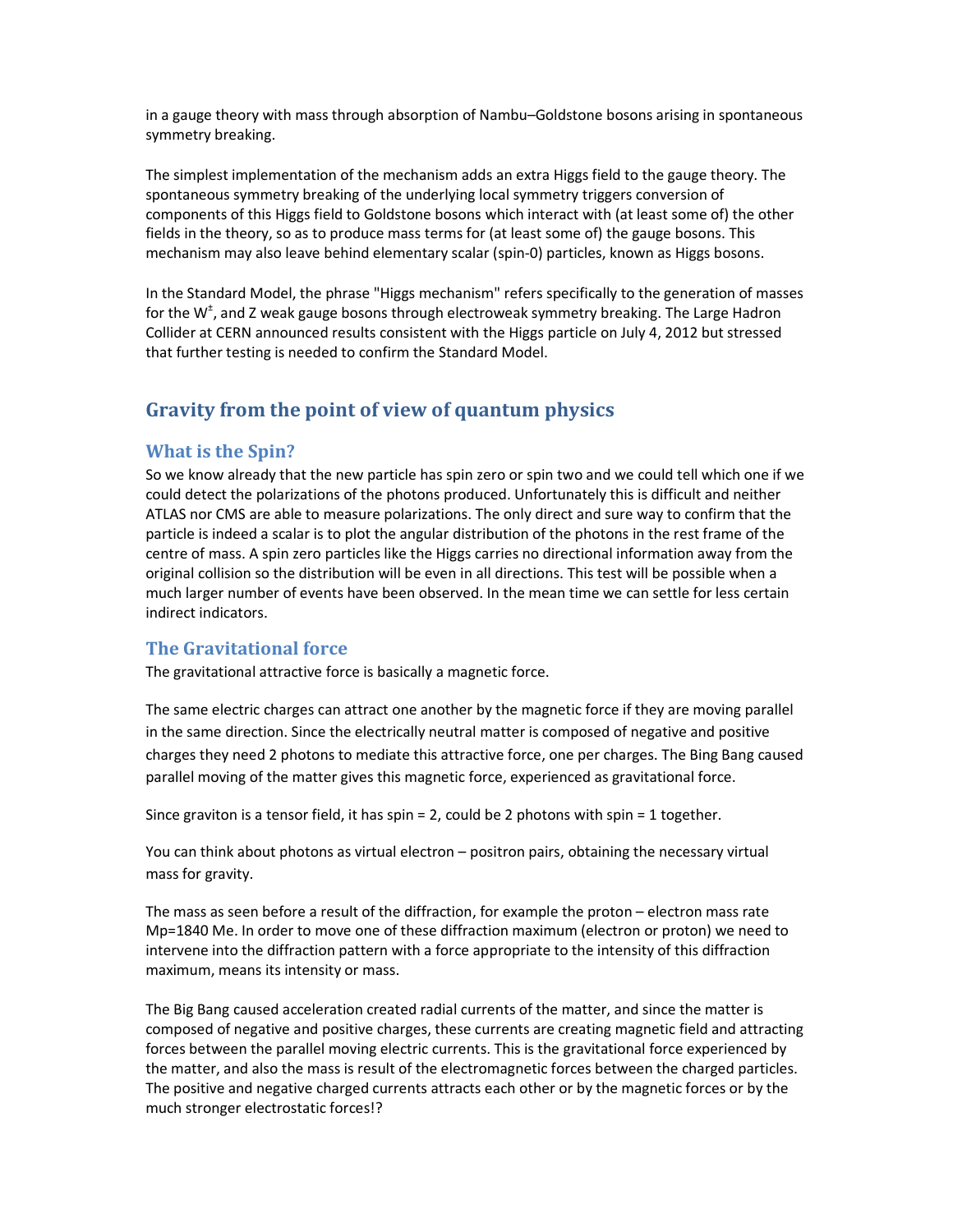in a gauge theory with mass through absorption of Nambu–Goldstone bosons arising in spontaneous symmetry breaking.

The simplest implementation of the mechanism adds an extra Higgs field to the gauge theory. The spontaneous symmetry breaking of the underlying local symmetry triggers conversion of components of this Higgs field to Goldstone bosons which interact with (at least some of) the other fields in the theory, so as to produce mass terms for (at least some of) the gauge bosons. This mechanism may also leave behind elementary scalar (spin-0) particles, known as Higgs bosons.

In the Standard Model, the phrase "Higgs mechanism" refers specifically to the generation of masses for the $W^{\pm}$, and Z weak gauge bosons through electroweak symmetry breaking. The Large Hadron Collider at CERN announced results consistent with the Higgs particle on July 4, 2012 but stressed that further testing is needed to confirm the Standard Model.

## Gravity from the point of view of quantum physics

### What is the Spin?

So we know already that the new particle has spin zero or spin two and we could tell which one if we could detect the polarizations of the photons produced. Unfortunately this is difficult and neither ATLAS nor CMS are able to measure polarizations. The only direct and sure way to confirm that the particle is indeed a scalar is to plot the angular distribution of the photons in the rest frame of the centre of mass. A spin zero particles like the Higgs carries no directional information away from the original collision so the distribution will be even in all directions. This test will be possible when a much larger number of events have been observed. In the mean time we can settle for less certain indirect indicators.

### The Gravitational force

The gravitational attractive force is basically a magnetic force.

The same electric charges can attract one another by the magnetic force if they are moving parallel in the same direction. Since the electrically neutral matter is composed of negative and positive charges they need 2 photons to mediate this attractive force, one per charges. The Bing Bang caused parallel moving of the matter gives this magnetic force, experienced as gravitational force.

Since graviton is a tensor field, it has spin = 2, could be 2 photons with spin = 1 together.

You can think about photons as virtual electron – positron pairs, obtaining the necessary virtual mass for gravity.

The mass as seen before a result of the diffraction, for example the proton – electron mass rate $M_p=1840\ M_e$. In order to move one of these diffraction maximum (electron or proton) we need to intervene into the diffraction pattern with a force appropriate to the intensity of this diffraction maximum, means its intensity or mass.

The Big Bang caused acceleration created radial currents of the matter, and since the matter is composed of negative and positive charges, these currents are creating magnetic field and attracting forces between the parallel moving electric currents. This is the gravitational force experienced by the matter, and also the mass is result of the electromagnetic forces between the charged particles. The positive and negative charged currents attracts each other or by the magnetic forces or by the much stronger electrostatic forces!?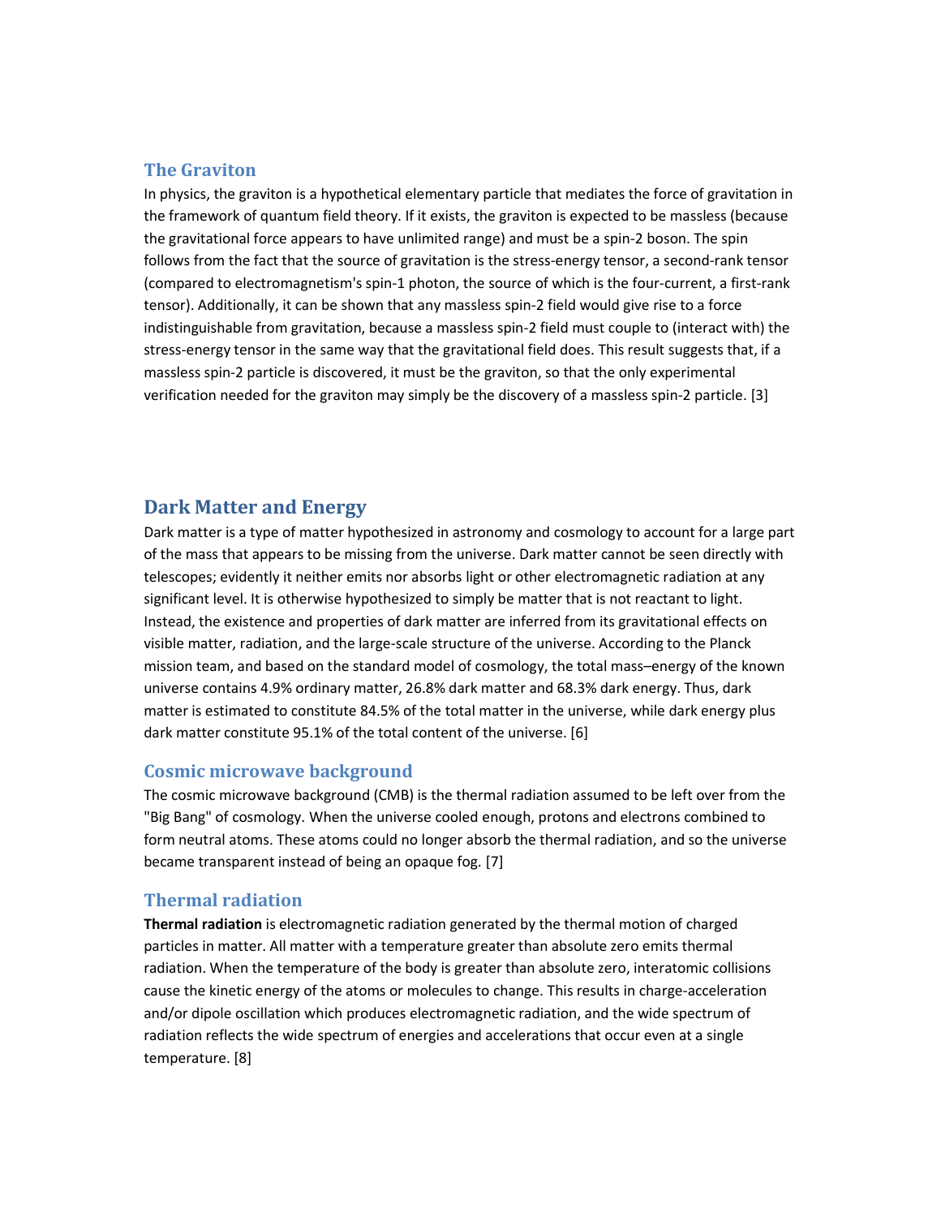## The Graviton

In physics, the graviton is a hypothetical elementary particle that mediates the force of gravitation in the framework of quantum field theory. If it exists, the graviton is expected to be massless (because the gravitational force appears to have unlimited range) and must be a spin-2 boson. The spin follows from the fact that the source of gravitation is the stress-energy tensor, a second-rank tensor (compared to electromagnetism's spin-1 photon, the source of which is the four-current, a first-rank tensor). Additionally, it can be shown that any massless spin-2 field would give rise to a force indistinguishable from gravitation, because a massless spin-2 field must couple to (interact with) the stress-energy tensor in the same way that the gravitational field does. This result suggests that, if a massless spin-2 particle is discovered, it must be the graviton, so that the only experimental verification needed for the graviton may simply be the discovery of a massless spin-2 particle. [3]

# Dark Matter and Energy

Dark matter is a type of matter hypothesized in astronomy and cosmology to account for a large part of the mass that appears to be missing from the universe. Dark matter cannot be seen directly with telescopes; evidently it neither emits nor absorbs light or other electromagnetic radiation at any significant level. It is otherwise hypothesized to simply be matter that is not reactant to light. Instead, the existence and properties of dark matter are inferred from its gravitational effects on visible matter, radiation, and the large-scale structure of the universe. According to the Planck mission team, and based on the standard model of cosmology, the total mass–energy of the known universe contains 4.9% ordinary matter, 26.8% dark matter and 68.3% dark energy. Thus, dark matter is estimated to constitute 84.5% of the total matter in the universe, while dark energy plus dark matter constitute 95.1% of the total content of the universe. [6]

## Cosmic microwave background

The cosmic microwave background (CMB) is the thermal radiation assumed to be left over from the "Big Bang" of cosmology. When the universe cooled enough, protons and electrons combined to form neutral atoms. These atoms could no longer absorb the thermal radiation, and so the universe became transparent instead of being an opaque fog. [7]

## Thermal radiation

**Thermal radiation** is electromagnetic radiation generated by the thermal motion of charged particles in matter. All matter with a temperature greater than absolute zero emits thermal radiation. When the temperature of the body is greater than absolute zero, interatomic collisions cause the kinetic energy of the atoms or molecules to change. This results in charge-acceleration and/or dipole oscillation which produces electromagnetic radiation, and the wide spectrum of radiation reflects the wide spectrum of energies and accelerations that occur even at a single temperature. [8]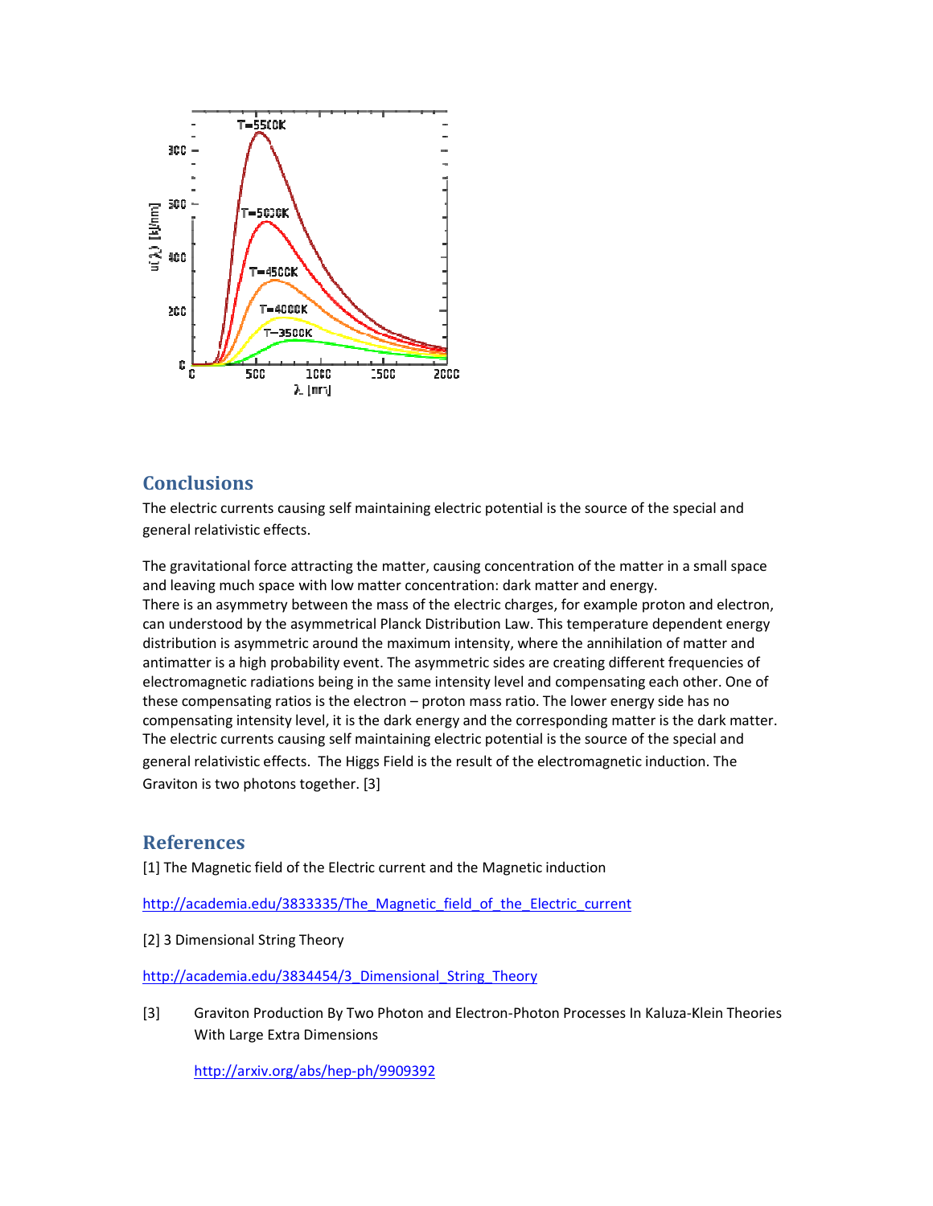## Conclusions

The electric currents causing self maintaining electric potential is the source of the special and general relativistic effects.

The gravitational force attracting the matter, causing concentration of the matter in a small space and leaving much space with low matter concentration: dark matter and energy.
There is an asymmetry between the mass of the electric charges, for example proton and electron, can understood by the asymmetrical Planck Distribution Law. This temperature dependent energy distribution is asymmetric around the maximum intensity, where the annihilation of matter and antimatter is a high probability event. The asymmetric sides are creating different frequencies of electromagnetic radiations being in the same intensity level and compensating each other. One of these compensating ratios is the electron – proton mass ratio. The lower energy side has no compensating intensity level, it is the dark energy and the corresponding matter is the dark matter.
The electric currents causing self maintaining electric potential is the source of the special and general relativistic effects. The Higgs Field is the result of the electromagnetic induction. The Graviton is two photons together. [3]

## References

[1] The Magnetic field of the Electric current and the Magnetic induction

http://academia.edu/3833335/The_Magnetic_field_of_the_Electric_current

[2] 3 Dimensional String Theory

http://academia.edu/3834454/3_Dimensional_String_Theory

[3] Graviton Production By Two Photon and Electron-Photon Processes In Kaluza-Klein Theories With Large Extra Dimensions

http://arxiv.org/abs/hep-ph/9909392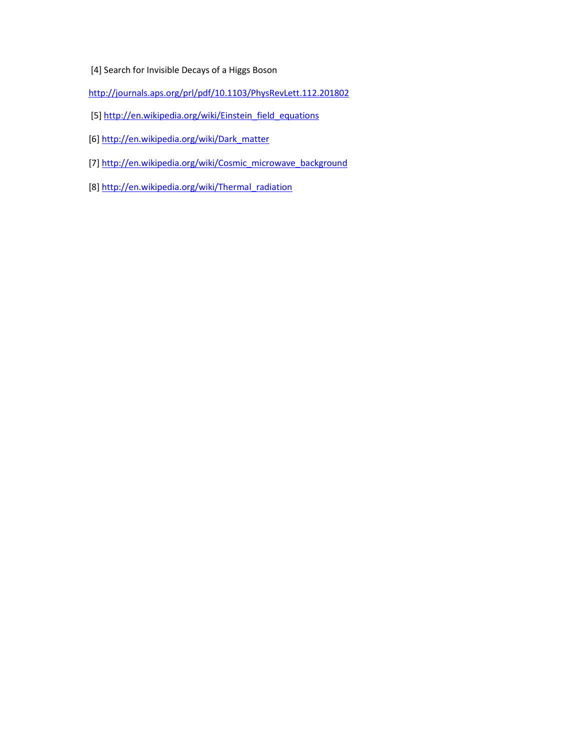[4] Search for Invisible Decays of a Higgs Boson

http://journals.aps.org/prl/pdf/10.1103/PhysRevLett.112.201802

[5] http://en.wikipedia.org/wiki/Einstein_field_equations

[6] http://en.wikipedia.org/wiki/Dark_matter

[7] http://en.wikipedia.org/wiki/Cosmic_microwave_background

[8] http://en.wikipedia.org/wiki/Thermal_radiation